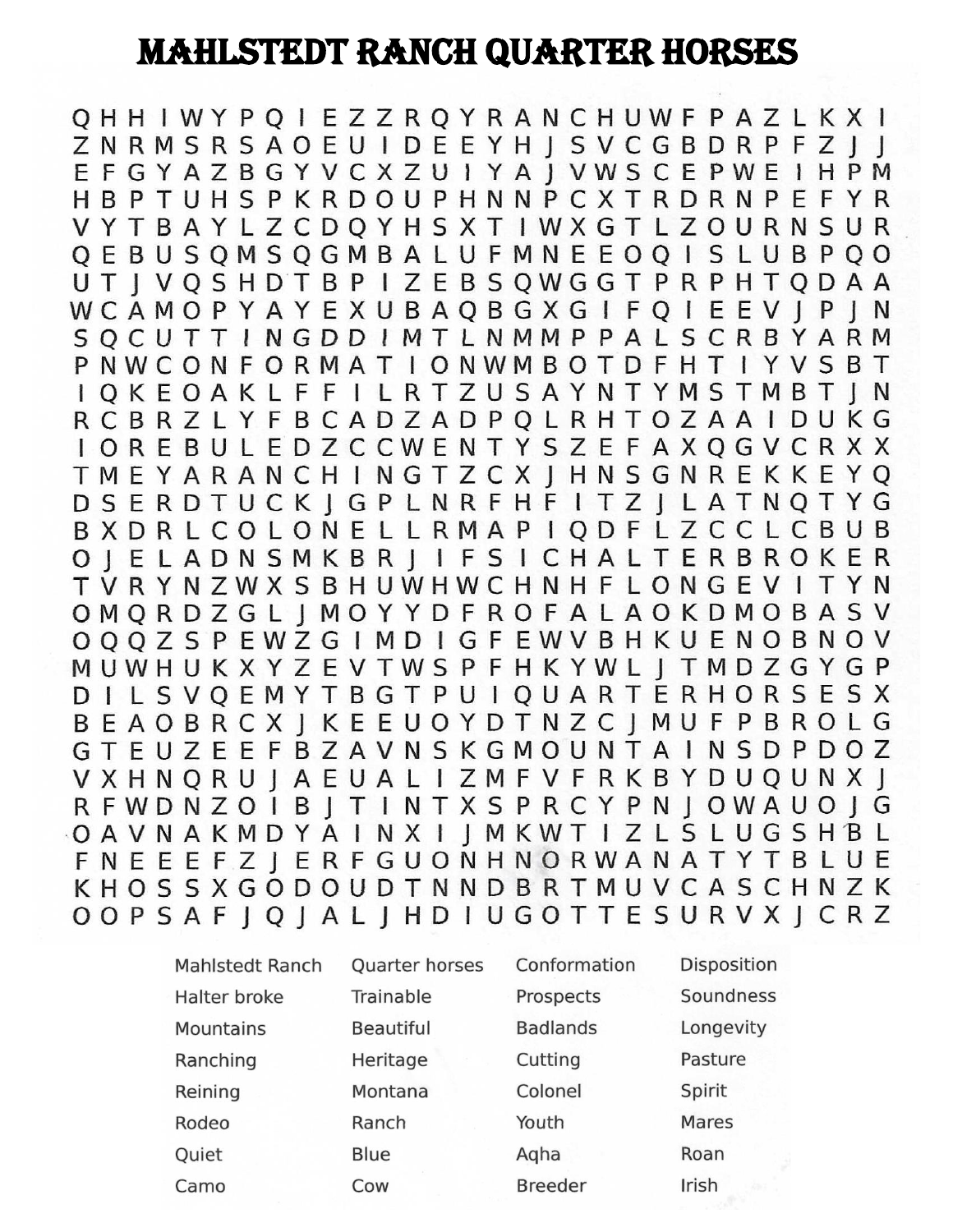# MAHLSTEDT RANCH QUARTER HORSES

```
Q H H I W Y P Q I E Z Z R Q Y R A N C H U W F P A Z L K X I
Z N R M S R S A O E U I D E E Y H J S V C G B D R P F Z J J
E F G Y A Z B G Y V C X Z U I Y A J V W S C E P W E I H P M
H B P T U H S P K R D O U P H N N P C X T R D R N P E F Y R
V Y T B A Y L Z C D Q Y H S X T I W X G T L Z O U R N S U R
Q E B U S Q M S Q G M B A L U F M N E E O Q I S L U B P Q O
U T J V Q S H D T B P I Z E B S Q W G G T P R P H T Q D A A
W C A M O P Y A Y E X U B A Q B G X G I F Q I E E V J P J N
S Q C U T T I N G D D I M T L N M M P P A L S C R B Y A R M
P N W C O N F O R M A T I O N W M B O T D F H T I Y V S B T
I Q K E O A K L F F I L R T Z U S A Y N T Y M S T M B T J N
R C B R Z L Y F B C A D Z A D P Q L R H T O Z A A I D U K G
I O R E B U L E D Z C C W E N T Y S Z E F A X Q G V C R X X
T M E Y A R A N C H I N G T Z C X J H N S G N R E K K E Y Q
D S E R D T U C K J G P L N R F H F I T Z J L A T N Q T Y G
B X D R L C O L O N E L L R M A P I Q D F L Z C C L C B U B
O J E L A D N S M K B R J I F S I C H A L T E R B R O K E R
T V R Y N Z W X S B H U W H W C H N H F L O N G E V I T Y N
O M Q R D Z G L J M O Y Y D F R O F A L A O K D M O B A S V
O Q Q Z S P E W Z G I M D I G F E W V B H K U E N O B N O V
M U W H U K X Y Z E V T W S P F H K Y W L J T M D Z G Y G P
D I L S V Q E M Y T B G T P U I Q U A R T E R H O R S E S X
B E A O B R C X J K E E U O Y D T N Z C J M U F P B R O L G
G T E U Z E E F B Z A V N S K G M O U N T A I N S D P D O Z
V X H N Q R U J A E U A L I Z M F V F R K B Y D U Q U N X J
R F W D N Z O I B J T I N T X S P R C Y P N J O W A U O J G
O A V N A K M D Y A I N X I J M K W T I Z L S L U G S H B L
F N E E E F Z J E R F G U O N H N O R W A N A T Y T B L U E
K H O S S X G O D O U D T N N D B R T M U V C A S C H N Z K
O O P S A F J Q J A L J H D I U G O T T E S U R V X J C R Z
```

| | | | |
|---|---|---|---|
| Mahlstedt Ranch | Quarter horses | Conformation | Disposition |
| Halter broke | Trainable | Prospects | Soundness |
| Mountains | Beautiful | Badlands | Longevity |
| Ranching | Heritage | Cutting | Pasture |
| Reining | Montana | Colonel | Spirit |
| Rodeo | Ranch | Youth | Mares |
| Quiet | Blue | Aqha | Roan |
| Camo | Cow | Breeder | Irish |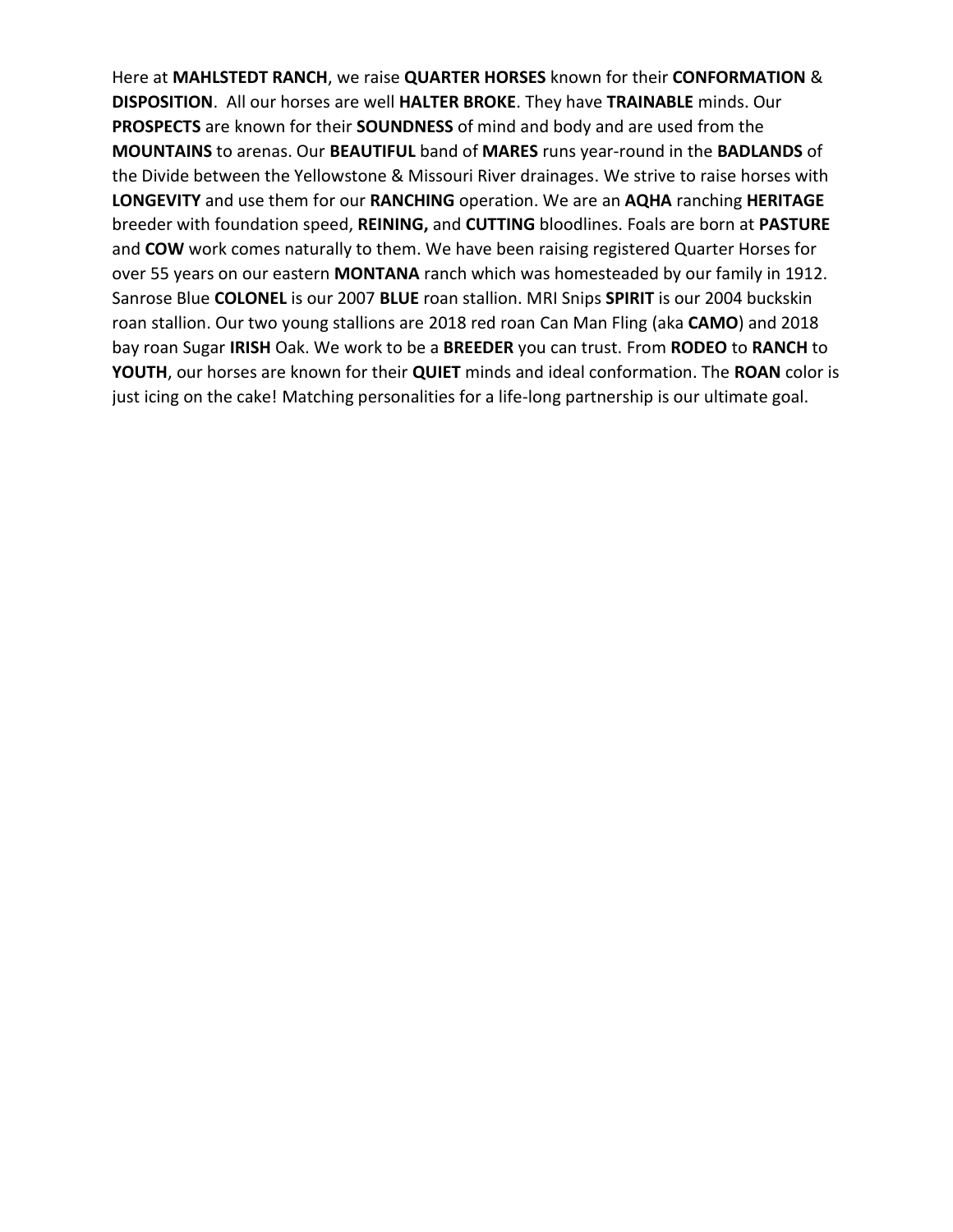Here at **MAHLSTEDT RANCH**, we raise **QUARTER HORSES** known for their **CONFORMATION** & **DISPOSITION**. All our horses are well **HALTER BROKE**. They have **TRAINABLE** minds. Our **PROSPECTS** are known for their **SOUNDNESS** of mind and body and are used from the **MOUNTAINS** to arenas. Our **BEAUTIFUL** band of **MARES** runs year-round in the **BADLANDS** of the Divide between the Yellowstone & Missouri River drainages. We strive to raise horses with **LONGEVITY** and use them for our **RANCHING** operation. We are an **AQHA** ranching **HERITAGE** breeder with foundation speed, **REINING,** and **CUTTING** bloodlines. Foals are born at **PASTURE** and **COW** work comes naturally to them. We have been raising registered Quarter Horses for over 55 years on our eastern **MONTANA** ranch which was homesteaded by our family in 1912. Sanrose Blue **COLONEL** is our 2007 **BLUE** roan stallion. MRI Snips **SPIRIT** is our 2004 buckskin roan stallion. Our two young stallions are 2018 red roan Can Man Fling (aka **CAMO**) and 2018 bay roan Sugar **IRISH** Oak. We work to be a **BREEDER** you can trust. From **RODEO** to **RANCH** to **YOUTH**, our horses are known for their **QUIET** minds and ideal conformation. The **ROAN** color is just icing on the cake! Matching personalities for a life-long partnership is our ultimate goal.